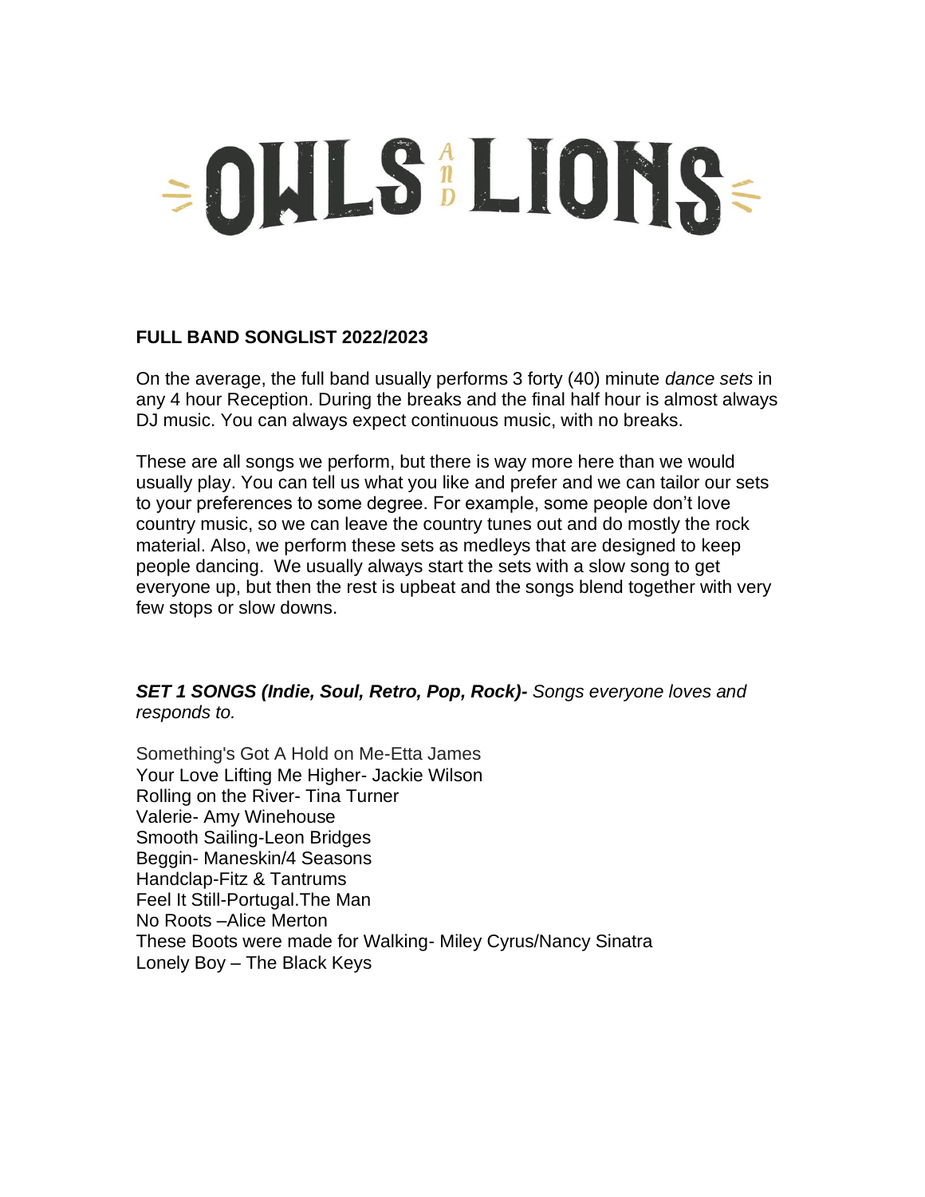# OWLS AND LIONS

**FULL BAND SONGLIST 2022/2023**

On the average, the full band usually performs 3 forty (40) minute *dance sets* in any 4 hour Reception. During the breaks and the final half hour is almost always DJ music. You can always expect continuous music, with no breaks.

These are all songs we perform, but there is way more here than we would usually play. You can tell us what you like and prefer and we can tailor our sets to your preferences to some degree. For example, some people don't love country music, so we can leave the country tunes out and do mostly the rock material. Also, we perform these sets as medleys that are designed to keep people dancing. We usually always start the sets with a slow song to get everyone up, but then the rest is upbeat and the songs blend together with very few stops or slow downs.

***SET 1 SONGS (Indie, Soul, Retro, Pop, Rock)-*** *Songs everyone loves and responds to.*

Something's Got A Hold on Me-Etta James
Your Love Lifting Me Higher- Jackie Wilson
Rolling on the River- Tina Turner
Valerie- Amy Winehouse
Smooth Sailing-Leon Bridges
Beggin- Maneskin/4 Seasons
Handclap-Fitz & Tantrums
Feel It Still-Portugal.The Man
No Roots –Alice Merton
These Boots were made for Walking- Miley Cyrus/Nancy Sinatra
Lonely Boy – The Black Keys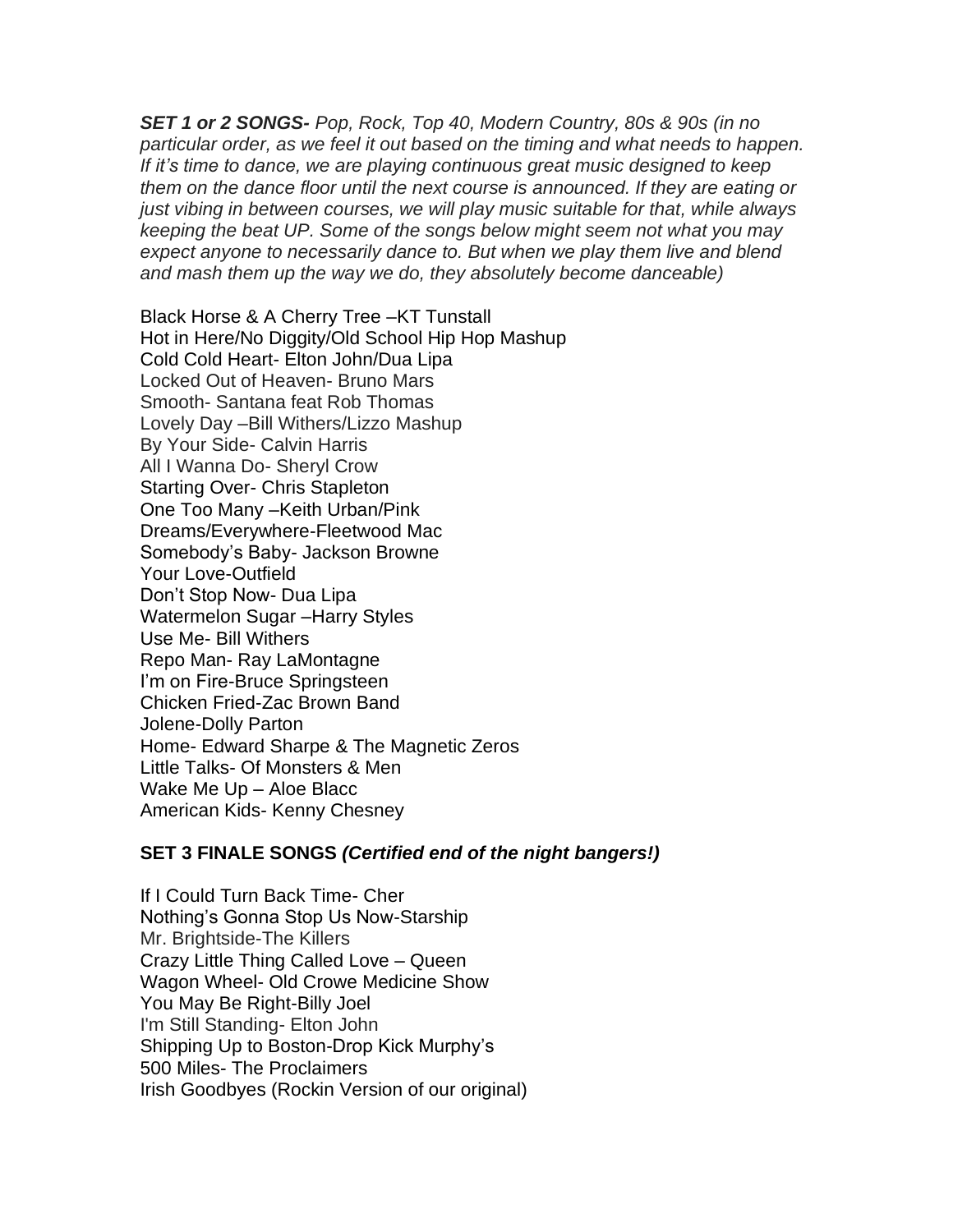***SET 1 or 2 SONGS-*** *Pop, Rock, Top 40, Modern Country, 80s & 90s (in no particular order, as we feel it out based on the timing and what needs to happen. If it's time to dance, we are playing continuous great music designed to keep them on the dance floor until the next course is announced. If they are eating or just vibing in between courses, we will play music suitable for that, while always keeping the beat UP. Some of the songs below might seem not what you may expect anyone to necessarily dance to. But when we play them live and blend and mash them up the way we do, they absolutely become danceable)*

Black Horse & A Cherry Tree –KT Tunstall
Hot in Here/No Diggity/Old School Hip Hop Mashup
Cold Cold Heart- Elton John/Dua Lipa
Locked Out of Heaven- Bruno Mars
Smooth- Santana feat Rob Thomas
Lovely Day –Bill Withers/Lizzo Mashup
By Your Side- Calvin Harris
All I Wanna Do- Sheryl Crow
Starting Over- Chris Stapleton
One Too Many –Keith Urban/Pink
Dreams/Everywhere-Fleetwood Mac
Somebody's Baby- Jackson Browne
Your Love-Outfield
Don't Stop Now- Dua Lipa
Watermelon Sugar –Harry Styles
Use Me- Bill Withers
Repo Man- Ray LaMontagne
I'm on Fire-Bruce Springsteen
Chicken Fried-Zac Brown Band
Jolene-Dolly Parton
Home- Edward Sharpe & The Magnetic Zeros
Little Talks- Of Monsters & Men
Wake Me Up – Aloe Blacc
American Kids- Kenny Chesney

**SET 3 FINALE SONGS *(Certified end of the night bangers!)***

If I Could Turn Back Time- Cher
Nothing's Gonna Stop Us Now-Starship
Mr. Brightside-The Killers
Crazy Little Thing Called Love – Queen
Wagon Wheel- Old Crowe Medicine Show
You May Be Right-Billy Joel
I'm Still Standing- Elton John
Shipping Up to Boston-Drop Kick Murphy's
500 Miles- The Proclaimers
Irish Goodbyes (Rockin Version of our original)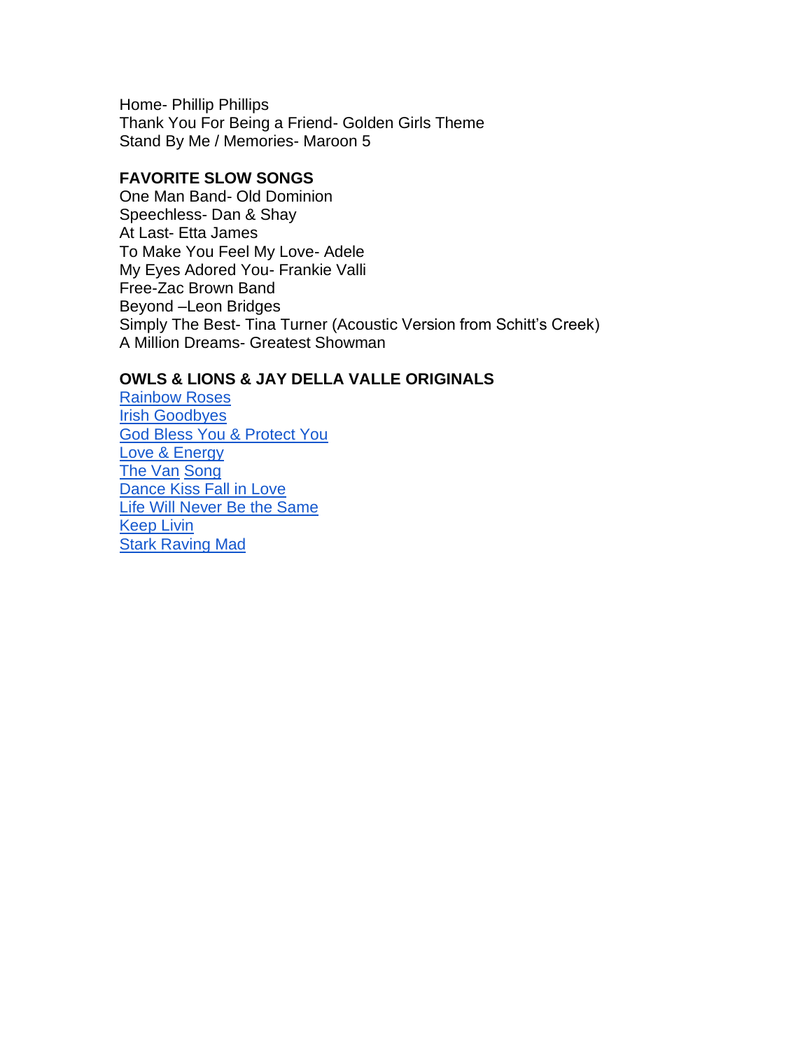Home- Phillip Phillips
Thank You For Being a Friend- Golden Girls Theme
Stand By Me / Memories- Maroon 5

**FAVORITE SLOW SONGS**
One Man Band- Old Dominion
Speechless- Dan & Shay
At Last- Etta James
To Make You Feel My Love- Adele
My Eyes Adored You- Frankie Valli
Free-Zac Brown Band
Beyond –Leon Bridges
Simply The Best- Tina Turner (Acoustic Version from Schitt's Creek)
A Million Dreams- Greatest Showman

**OWLS & LIONS & JAY DELLA VALLE ORIGINALS**
Rainbow Roses
Irish Goodbyes
God Bless You & Protect You
Love & Energy
The Van Song
Dance Kiss Fall in Love
Life Will Never Be the Same
Keep Livin
Stark Raving Mad